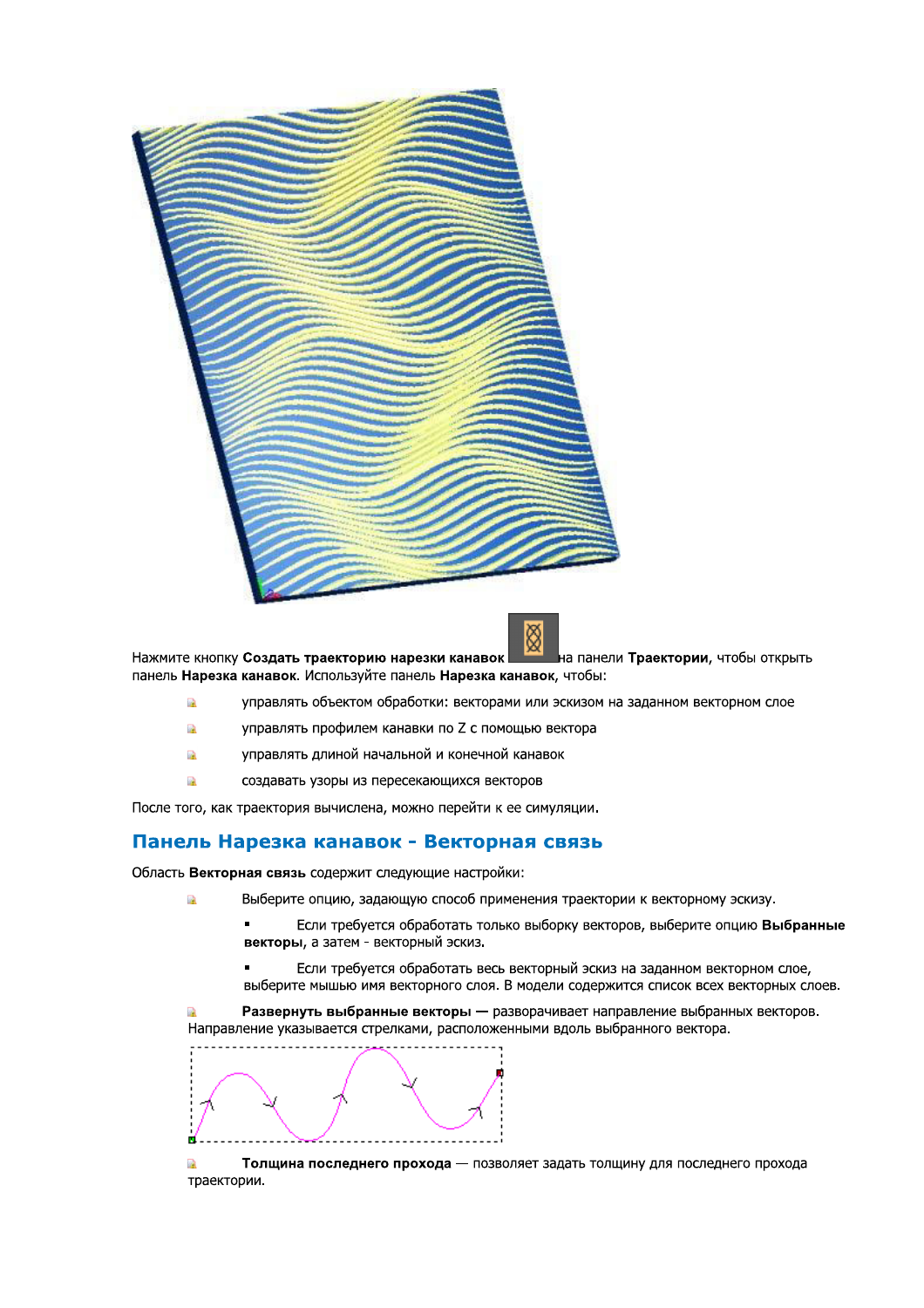Нажмите кнопку **Создать траекторию нарезки канавок** на панели **Траектории**, чтобы открыть панель **Нарезка канавок**. Используйте панель **Нарезка канавок**, чтобы:

- управлять объектом обработки: векторами или эскизом на заданном векторном слое
- управлять профилем канавки по Z с помощью вектора
- управлять длиной начальной и конечной канавок
- создавать узоры из пересекающихся векторов

После того, как траектория вычислена, можно перейти к ее симуляции.

## Панель Нарезка канавок - Векторная связь

Область **Векторная связь** содержит следующие настройки:

- Выберите опцию, задающую способ применения траектории к векторному эскизу.
  - Если требуется обработать только выборку векторов, выберите опцию **Выбранные векторы**, а затем - векторный эскиз.
  - Если требуется обработать весь векторный эскиз на заданном векторном слое, выберите мышью имя векторного слоя. В модели содержится список всех векторных слоев.
- **Развернуть выбранные векторы —** разворачивает направление выбранных векторов. Направление указывается стрелками, расположенными вдоль выбранного вектора.
- **Толщина последнего прохода** — позволяет задать толщину для последнего прохода траектории.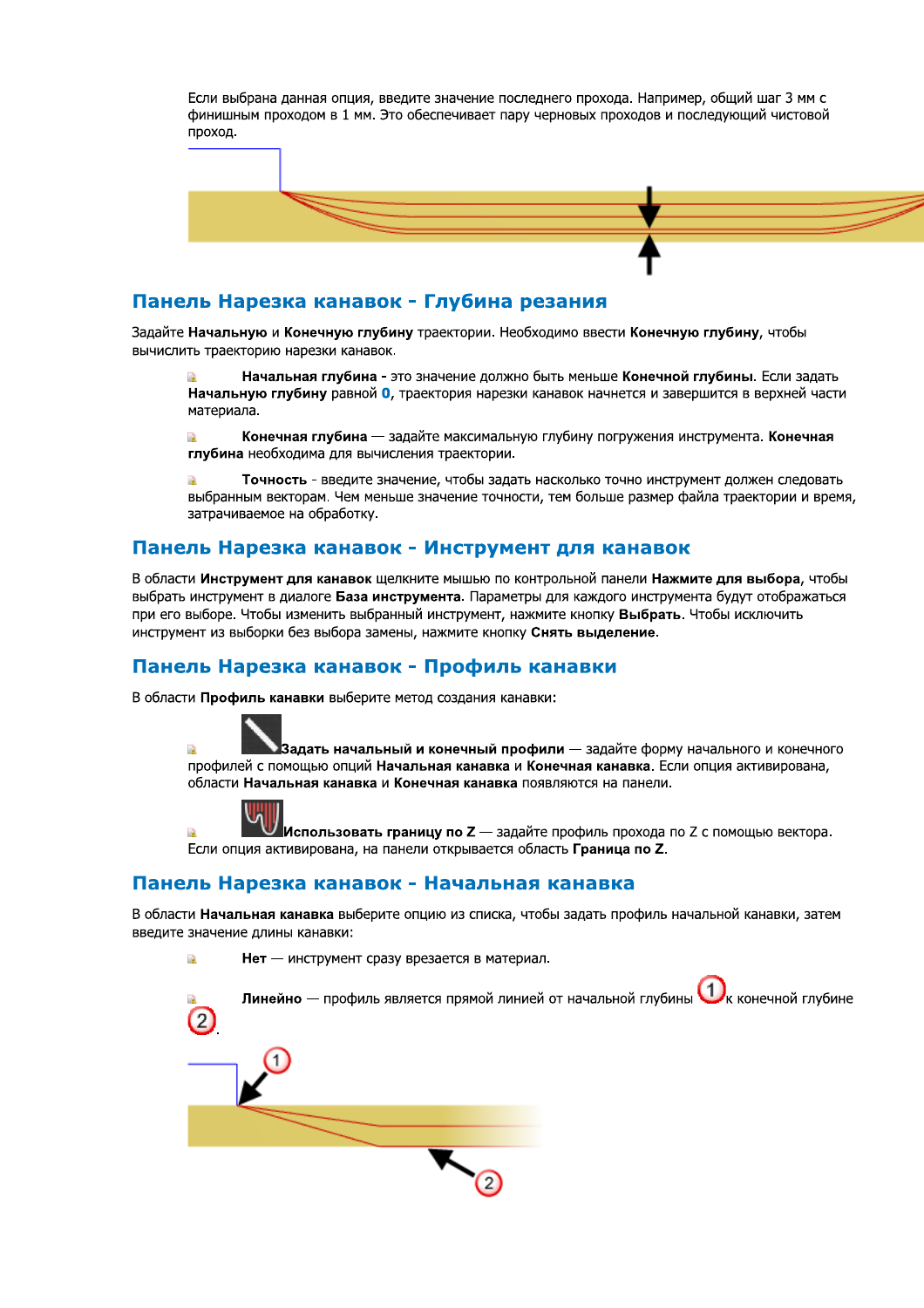Если выбрана данная опция, введите значение последнего прохода. Например, общий шаг 3 мм с финишным проходом в 1 мм. Это обеспечивает пару черновых проходов и последующий чистовой проход.

## Панель Нарезка канавок - Глубина резания

Задайте **Начальную** и **Конечную глубину** траектории. Необходимо ввести **Конечную глубину**, чтобы вычислить траекторию нарезки канавок.

- **Начальная глубина** - это значение должно быть меньше **Конечной глубины**. Если задать **Начальную глубину** равной **0**, траектория нарезки канавок начнется и завершится в верхней части материала.
- **Конечная глубина** — задайте максимальную глубину погружения инструмента. **Конечная глубина** необходима для вычисления траектории.
- **Точность** - введите значение, чтобы задать насколько точно инструмент должен следовать выбранным векторам. Чем меньше значение точности, тем больше размер файла траектории и время, затрачиваемое на обработку.

## Панель Нарезка канавок - Инструмент для канавок

В области **Инструмент для канавок** щелкните мышью по контрольной панели **Нажмите для выбора**, чтобы выбрать инструмент в диалоге **База инструмента**. Параметры для каждого инструмента будут отображаться при его выборе. Чтобы изменить выбранный инструмент, нажмите кнопку **Выбрать**. Чтобы исключить инструмент из выборки без выбора замены, нажмите кнопку **Снять выделение**.

## Панель Нарезка канавок - Профиль канавки

В области **Профиль канавки** выберите метод создания канавки:

- **Задать начальный и конечный профили** — задайте форму начального и конечного профилей с помощью опций **Начальная канавка** и **Конечная канавка**. Если опция активирована, области **Начальная канавка** и **Конечная канавка** появляются на панели.
- **Использовать границу по Z** — задайте профиль прохода по Z с помощью вектора. Если опция активирована, на панели открывается область **Граница по Z**.

## Панель Нарезка канавок - Начальная канавка

В области **Начальная канавка** выберите опцию из списка, чтобы задать профиль начальной канавки, затем введите значение длины канавки:

- **Нет** — инструмент сразу врезается в материал.
- **Линейно** — профиль является прямой линией от начальной глубины (1) к конечной глубине (2).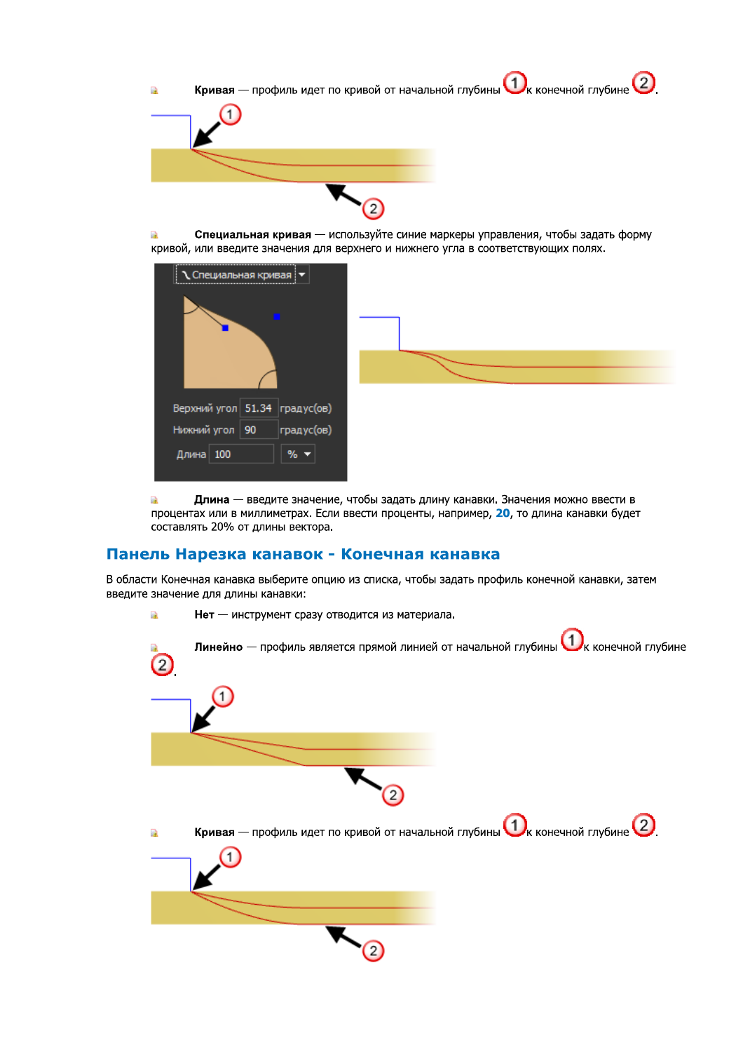- **Кривая** — профиль идет по кривой от начальной глубины ① к конечной глубине ②.

- **Специальная кривая** — используйте синие маркеры управления, чтобы задать форму кривой, или введите значения для верхнего и нижнего угла в соответствующих полях.

- **Длина** — введите значение, чтобы задать длину канавки. Значения можно ввести в процентах или в миллиметрах. Если ввести проценты, например, **20**, то длина канавки будет составлять 20% от длины вектора.

## Панель Нарезка канавок - Конечная канавка

В области Конечная канавка выберите опцию из списка, чтобы задать профиль конечной канавки, затем введите значение для длины канавки:

- **Нет** — инструмент сразу отводится из материала.

- **Линейно** — профиль является прямой линией от начальной глубины ① к конечной глубине ②.

- **Кривая** — профиль идет по кривой от начальной глубины ① к конечной глубине ②.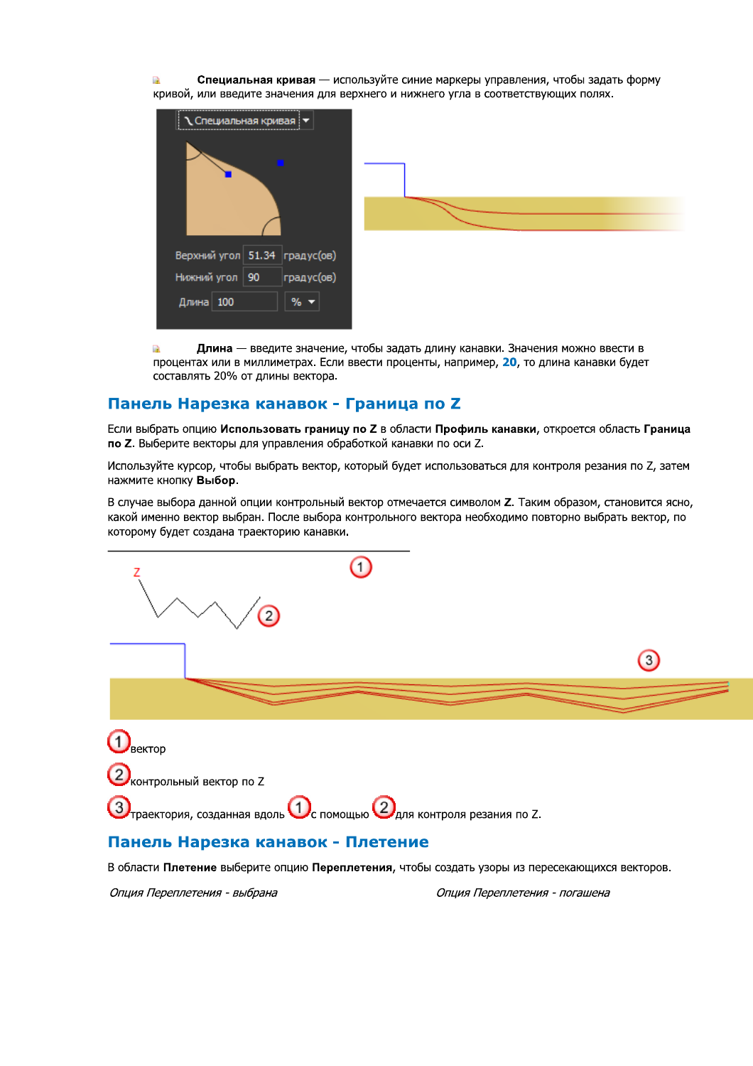- **Специальная кривая** — используйте синие маркеры управления, чтобы задать форму кривой, или введите значения для верхнего и нижнего угла в соответствующих полях.

- **Длина** — введите значение, чтобы задать длину канавки. Значения можно ввести в процентах или в миллиметрах. Если ввести проценты, например, **20**, то длина канавки будет составлять 20% от длины вектора.

## Панель Нарезка канавок - Граница по Z

Если выбрать опцию **Использовать границу по Z** в области **Профиль канавки**, откроется область **Граница по Z**. Выберите векторы для управления обработкой канавки по оси Z.

Используйте курсор, чтобы выбрать вектор, который будет использоваться для контроля резания по Z, затем нажмите кнопку **Выбор**.

В случае выбора данной опции контрольный вектор отмечается символом **Z**. Таким образом, становится ясно, какой именно вектор выбран. После выбора контрольного вектора необходимо повторно выбрать вектор, по которому будет создана траекторию канавки.

1 вектор

2 контрольный вектор по Z

3 траектория, созданная вдоль 1 с помощью 2 для контроля резания по Z.

## Панель Нарезка канавок - Плетение

В области **Плетение** выберите опцию **Переплетения**, чтобы создать узоры из пересекающихся векторов.

*Опция Переплетения - выбрана*

*Опция Переплетения - погашена*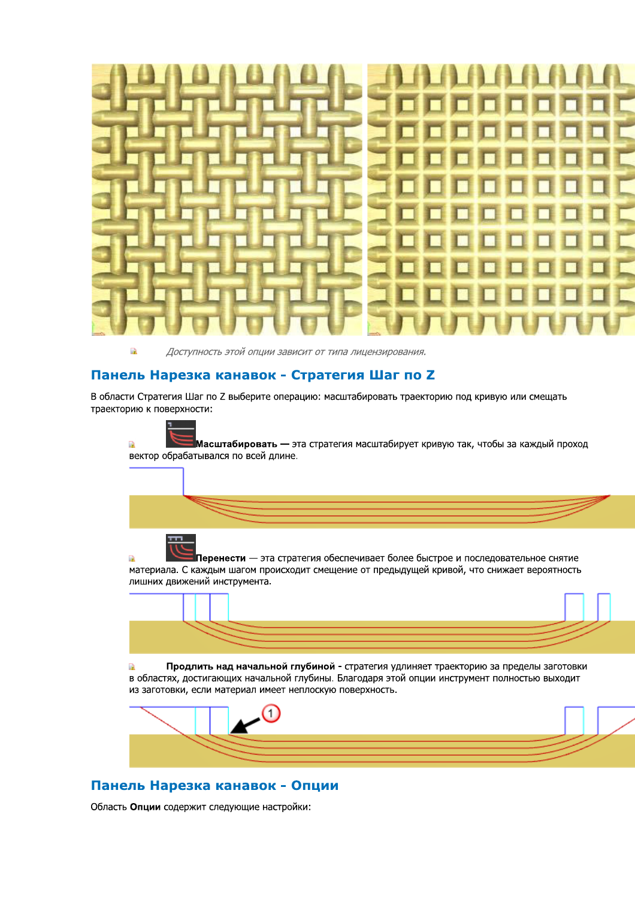*Доступность этой опции зависит от типа лицензирования.*

## Панель Нарезка канавок - Стратегия Шаг по Z

В области Стратегия Шаг по Z выберите операцию: масштабировать траекторию под кривую или смещать траекторию к поверхности:

- **Масштабировать —** эта стратегия масштабирует кривую так, чтобы за каждый проход вектор обрабатывался по всей длине.

- **Перенести** — эта стратегия обеспечивает более быстрое и последовательное снятие материала. С каждым шагом происходит смещение от предыдущей кривой, что снижает вероятность лишних движений инструмента.

- **Продлить над начальной глубиной -** стратегия удлиняет траекторию за пределы заготовки в областях, достигающих начальной глубины. Благодаря этой опции инструмент полностью выходит из заготовки, если материал имеет неплоскую поверхность.

## Панель Нарезка канавок - Опции

Область **Опции** содержит следующие настройки: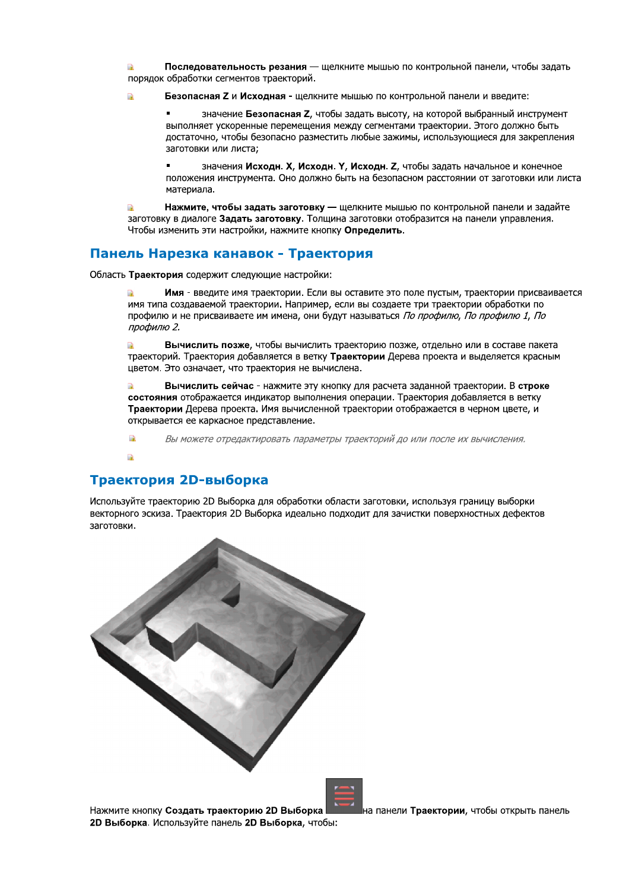- **Последовательность резания** — щелкните мышью по контрольной панели, чтобы задать порядок обработки сегментов траекторий.
- **Безопасная Z** и **Исходная -** щелкните мышью по контрольной панели и введите:
  - значение **Безопасная Z**, чтобы задать высоту, на которой выбранный инструмент выполняет ускоренные перемещения между сегментами траектории. Этого должно быть достаточно, чтобы безопасно разместить любые зажимы, использующиеся для закрепления заготовки или листа;
  - значения **Исходн**. **X**, **Исходн**. **Y**, **Исходн**. **Z**, чтобы задать начальное и конечное положения инструмента. Оно должно быть на безопасном расстоянии от заготовки или листа материала.
- **Нажмите, чтобы задать заготовку —** щелкните мышью по контрольной панели и задайте заготовку в диалоге **Задать заготовку**. Толщина заготовки отобразится на панели управления. Чтобы изменить эти настройки, нажмите кнопку **Определить**.

## Панель Нарезка канавок - Траектория

Область **Траектория** содержит следующие настройки:

- **Имя** - введите имя траектории. Если вы оставите это поле пустым, траектории присваивается имя типа создаваемой траектории. Например, если вы создаете три траектории обработки по профилю и не присваиваете им имена, они будут называться *По профилю*, *По профилю 1*, *По профилю 2*.
- **Вычислить позже**, чтобы вычислить траекторию позже, отдельно или в составе пакета траекторий. Траектория добавляется в ветку **Траектории** Дерева проекта и выделяется красным цветом. Это означает, что траектория не вычислена.
- **Вычислить сейчас** - нажмите эту кнопку для расчета заданной траектории. В **строке состояния** отображается индикатор выполнения операции. Траектория добавляется в ветку **Траектории** Дерева проекта. Имя вычисленной траектории отображается в черном цвете, и открывается ее каркасное представление.
- *Вы можете отредактировать параметры траекторий до или после их вычисления.*

## Траектория 2D-выборка

Используйте траекторию 2D Выборка для обработки области заготовки, используя границу выборки векторного эскиза. Траектория 2D Выборка идеально подходит для зачистки поверхностных дефектов заготовки.

Нажмите кнопку **Создать траекторию 2D Выборка** на панели **Траектории**, чтобы открыть панель **2D Выборка**. Используйте панель **2D Выборка**, чтобы: